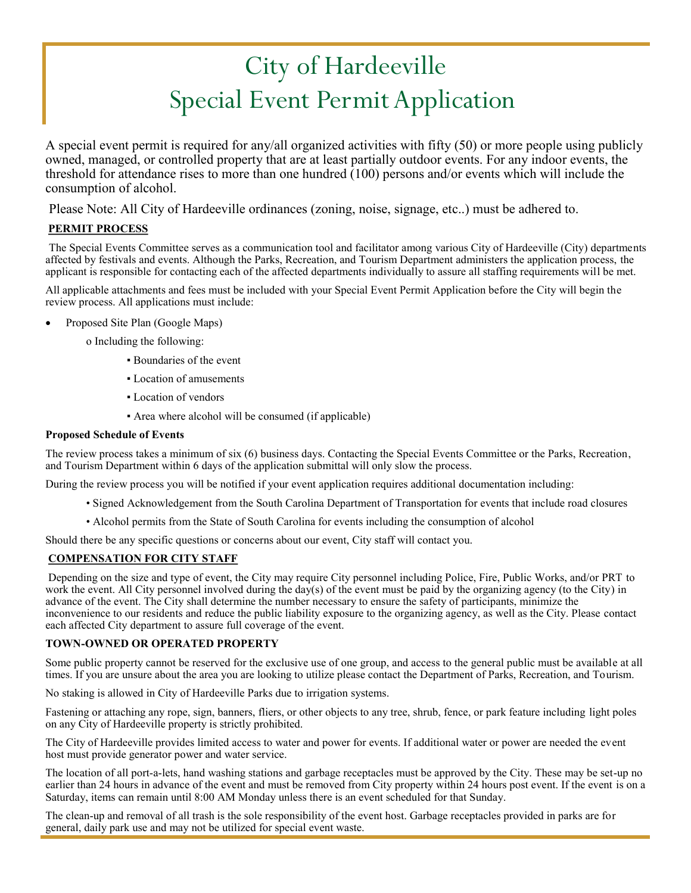# City of Hardeeville
# Special Event Permit Application

A special event permit is required for any/all organized activities with fifty (50) or more people using publicly owned, managed, or controlled property that are at least partially outdoor events. For any indoor events, the threshold for attendance rises to more than one hundred (100) persons and/or events which will include the consumption of alcohol.

Please Note: All City of Hardeeville ordinances (zoning, noise, signage, etc..) must be adhered to.

## PERMIT PROCESS

The Special Events Committee serves as a communication tool and facilitator among various City of Hardeeville (City) departments affected by festivals and events. Although the Parks, Recreation, and Tourism Department administers the application process, the applicant is responsible for contacting each of the affected departments individually to assure all staffing requirements will be met.

All applicable attachments and fees must be included with your Special Event Permit Application before the City will begin the review process. All applications must include:

- Proposed Site Plan (Google Maps)
  - Including the following:
    - Boundaries of the event
    - Location of amusements
    - Location of vendors
    - Area where alcohol will be consumed (if applicable)

**Proposed Schedule of Events**

The review process takes a minimum of six (6) business days. Contacting the Special Events Committee or the Parks, Recreation, and Tourism Department within 6 days of the application submittal will only slow the process.

During the review process you will be notified if your event application requires additional documentation including:

- Signed Acknowledgement from the South Carolina Department of Transportation for events that include road closures
- Alcohol permits from the State of South Carolina for events including the consumption of alcohol

Should there be any specific questions or concerns about our event, City staff will contact you.

## COMPENSATION FOR CITY STAFF

Depending on the size and type of event, the City may require City personnel including Police, Fire, Public Works, and/or PRT to work the event. All City personnel involved during the day(s) of the event must be paid by the organizing agency (to the City) in advance of the event. The City shall determine the number necessary to ensure the safety of participants, minimize the inconvenience to our residents and reduce the public liability exposure to the organizing agency, as well as the City. Please contact each affected City department to assure full coverage of the event.

## TOWN-OWNED OR OPERATED PROPERTY

Some public property cannot be reserved for the exclusive use of one group, and access to the general public must be available at all times. If you are unsure about the area you are looking to utilize please contact the Department of Parks, Recreation, and Tourism.

No staking is allowed in City of Hardeeville Parks due to irrigation systems.

Fastening or attaching any rope, sign, banners, fliers, or other objects to any tree, shrub, fence, or park feature including light poles on any City of Hardeeville property is strictly prohibited.

The City of Hardeeville provides limited access to water and power for events. If additional water or power are needed the event host must provide generator power and water service.

The location of all port-a-lets, hand washing stations and garbage receptacles must be approved by the City. These may be set-up no earlier than 24 hours in advance of the event and must be removed from City property within 24 hours post event. If the event is on a Saturday, items can remain until 8:00 AM Monday unless there is an event scheduled for that Sunday.

The clean-up and removal of all trash is the sole responsibility of the event host. Garbage receptacles provided in parks are for general, daily park use and may not be utilized for special event waste.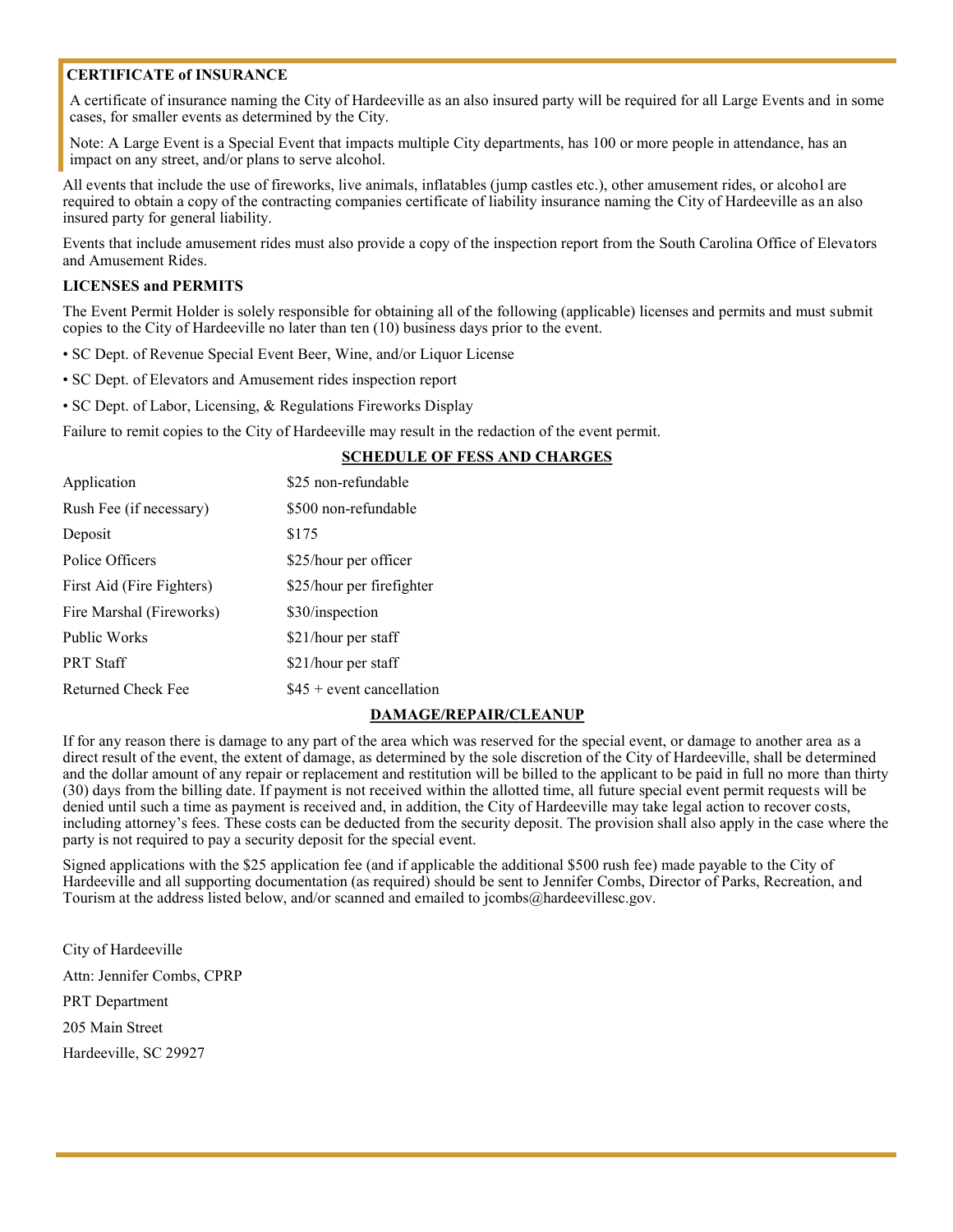**CERTIFICATE of INSURANCE**

A certificate of insurance naming the City of Hardeeville as an also insured party will be required for all Large Events and in some cases, for smaller events as determined by the City.

Note: A Large Event is a Special Event that impacts multiple City departments, has 100 or more people in attendance, has an impact on any street, and/or plans to serve alcohol.

All events that include the use of fireworks, live animals, inflatables (jump castles etc.), other amusement rides, or alcohol are required to obtain a copy of the contracting companies certificate of liability insurance naming the City of Hardeeville as an also insured party for general liability.

Events that include amusement rides must also provide a copy of the inspection report from the South Carolina Office of Elevators and Amusement Rides.

**LICENSES and PERMITS**

The Event Permit Holder is solely responsible for obtaining all of the following (applicable) licenses and permits and must submit copies to the City of Hardeeville no later than ten (10) business days prior to the event.

- SC Dept. of Revenue Special Event Beer, Wine, and/or Liquor License
- SC Dept. of Elevators and Amusement rides inspection report
- SC Dept. of Labor, Licensing, & Regulations Fireworks Display

Failure to remit copies to the City of Hardeeville may result in the redaction of the event permit.

**SCHEDULE OF FESS AND CHARGES**

| | |
|---|---|
| Application | $25 non-refundable |
| Rush Fee (if necessary) | $500 non-refundable |
| Deposit | $175 |
| Police Officers | $25/hour per officer |
| First Aid (Fire Fighters) | $25/hour per firefighter |
| Fire Marshal (Fireworks) | $30/inspection |
| Public Works | $21/hour per staff |
| PRT Staff | $21/hour per staff |
| Returned Check Fee | $45 + event cancellation |

**DAMAGE/REPAIR/CLEANUP**

If for any reason there is damage to any part of the area which was reserved for the special event, or damage to another area as a direct result of the event, the extent of damage, as determined by the sole discretion of the City of Hardeeville, shall be determined and the dollar amount of any repair or replacement and restitution will be billed to the applicant to be paid in full no more than thirty (30) days from the billing date. If payment is not received within the allotted time, all future special event permit requests will be denied until such a time as payment is received and, in addition, the City of Hardeeville may take legal action to recover costs, including attorney's fees. These costs can be deducted from the security deposit. The provision shall also apply in the case where the party is not required to pay a security deposit for the special event.

Signed applications with the $25 application fee (and if applicable the additional $500 rush fee) made payable to the City of Hardeeville and all supporting documentation (as required) should be sent to Jennifer Combs, Director of Parks, Recreation, and Tourism at the address listed below, and/or scanned and emailed to jcombs@hardeevillesc.gov.

City of Hardeeville

Attn: Jennifer Combs, CPRP

PRT Department

205 Main Street

Hardeeville, SC 29927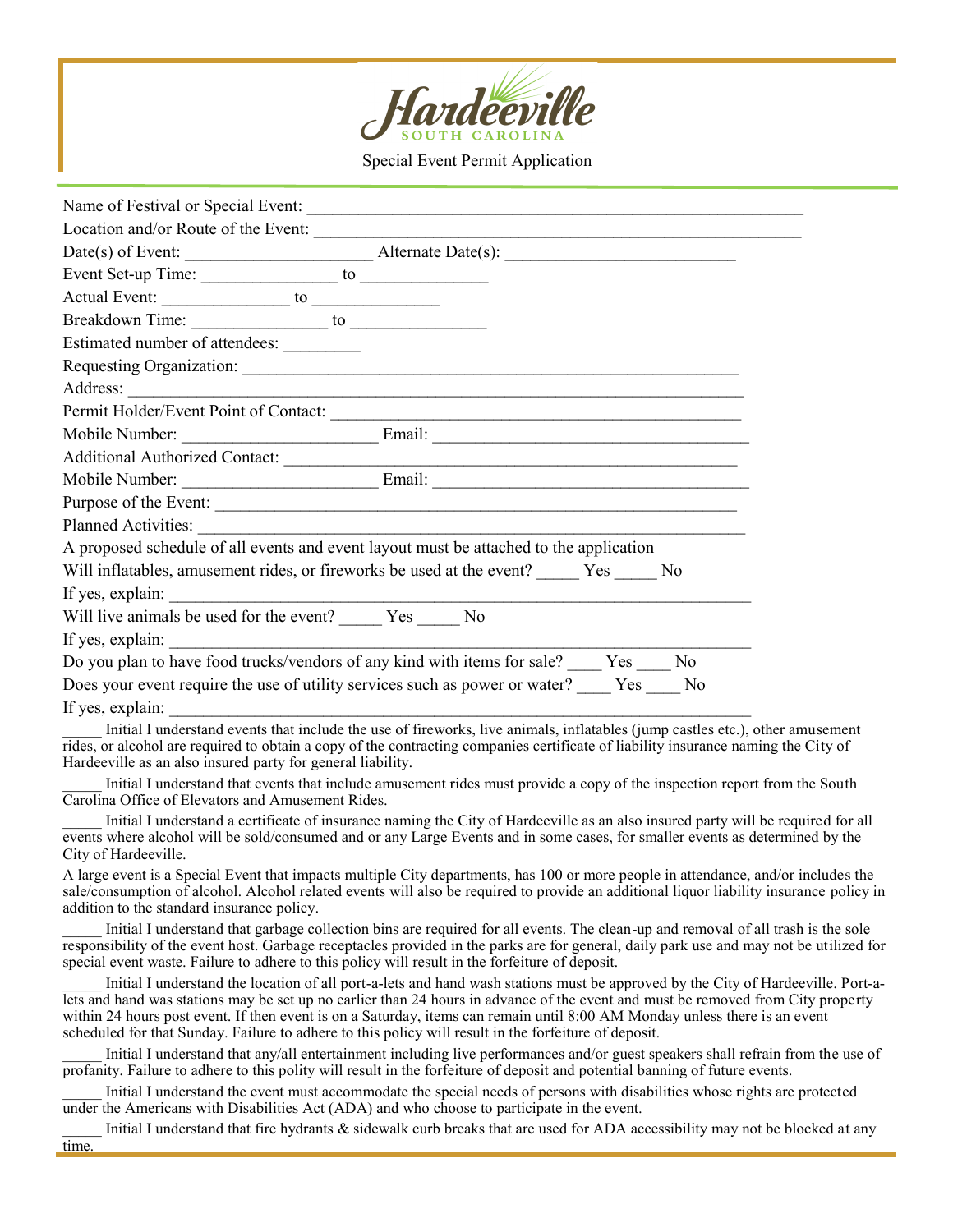Hardeeville SOUTH CAROLINA

# Special Event Permit Application

Name of Festival or Special Event: ____________________________________________________________

Location and/or Route of the Event: ___________________________________________________________

Date(s) of Event: _____________________ Alternate Date(s): ___________________________

Event Set-up Time: ________________ to _______________

Actual Event: _______________ to _______________

Breakdown Time: ________________ to ________________

Estimated number of attendees: _________

Requesting Organization: ____________________________________________________________

Address: _________________________________________________________________________

Permit Holder/Event Point of Contact: _________________________________________________

Mobile Number: ______________________ Email: ______________________________________

Additional Authorized Contact: ______________________________________________________

Mobile Number: ______________________ Email: ______________________________________

Purpose of the Event: ______________________________________________________________

Planned Activities: ________________________________________________________________

A proposed schedule of all events and event layout must be attached to the application

Will inflatables, amusement rides, or fireworks be used at the event? _____ Yes _____ No

If yes, explain: ___________________________________________________________________

Will live animals be used for the event? _____ Yes _____ No

If yes, explain: ___________________________________________________________________

Do you plan to have food trucks/vendors of any kind with items for sale? ____ Yes ____ No

Does your event require the use of utility services such as power or water? ____ Yes ____ No

If yes, explain: ___________________________________________________________________

_____ Initial I understand events that include the use of fireworks, live animals, inflatables (jump castles etc.), other amusement rides, or alcohol are required to obtain a copy of the contracting companies certificate of liability insurance naming the City of Hardeeville as an also insured party for general liability.

_____ Initial I understand that events that include amusement rides must provide a copy of the inspection report from the South Carolina Office of Elevators and Amusement Rides.

_____ Initial I understand a certificate of insurance naming the City of Hardeeville as an also insured party will be required for all events where alcohol will be sold/consumed and or any Large Events and in some cases, for smaller events as determined by the City of Hardeeville.

A large event is a Special Event that impacts multiple City departments, has 100 or more people in attendance, and/or includes the sale/consumption of alcohol. Alcohol related events will also be required to provide an additional liquor liability insurance policy in addition to the standard insurance policy.

_____ Initial I understand that garbage collection bins are required for all events. The clean-up and removal of all trash is the sole responsibility of the event host. Garbage receptacles provided in the parks are for general, daily park use and may not be utilized for special event waste. Failure to adhere to this policy will result in the forfeiture of deposit.

_____ Initial I understand the location of all port-a-lets and hand wash stations must be approved by the City of Hardeeville. Port-a-lets and hand was stations may be set up no earlier than 24 hours in advance of the event and must be removed from City property within 24 hours post event. If then event is on a Saturday, items can remain until 8:00 AM Monday unless there is an event scheduled for that Sunday. Failure to adhere to this policy will result in the forfeiture of deposit.

_____ Initial I understand that any/all entertainment including live performances and/or guest speakers shall refrain from the use of profanity. Failure to adhere to this polity will result in the forfeiture of deposit and potential banning of future events.

_____ Initial I understand the event must accommodate the special needs of persons with disabilities whose rights are protected under the Americans with Disabilities Act (ADA) and who choose to participate in the event.

_____ Initial I understand that fire hydrants & sidewalk curb breaks that are used for ADA accessibility may not be blocked at any time.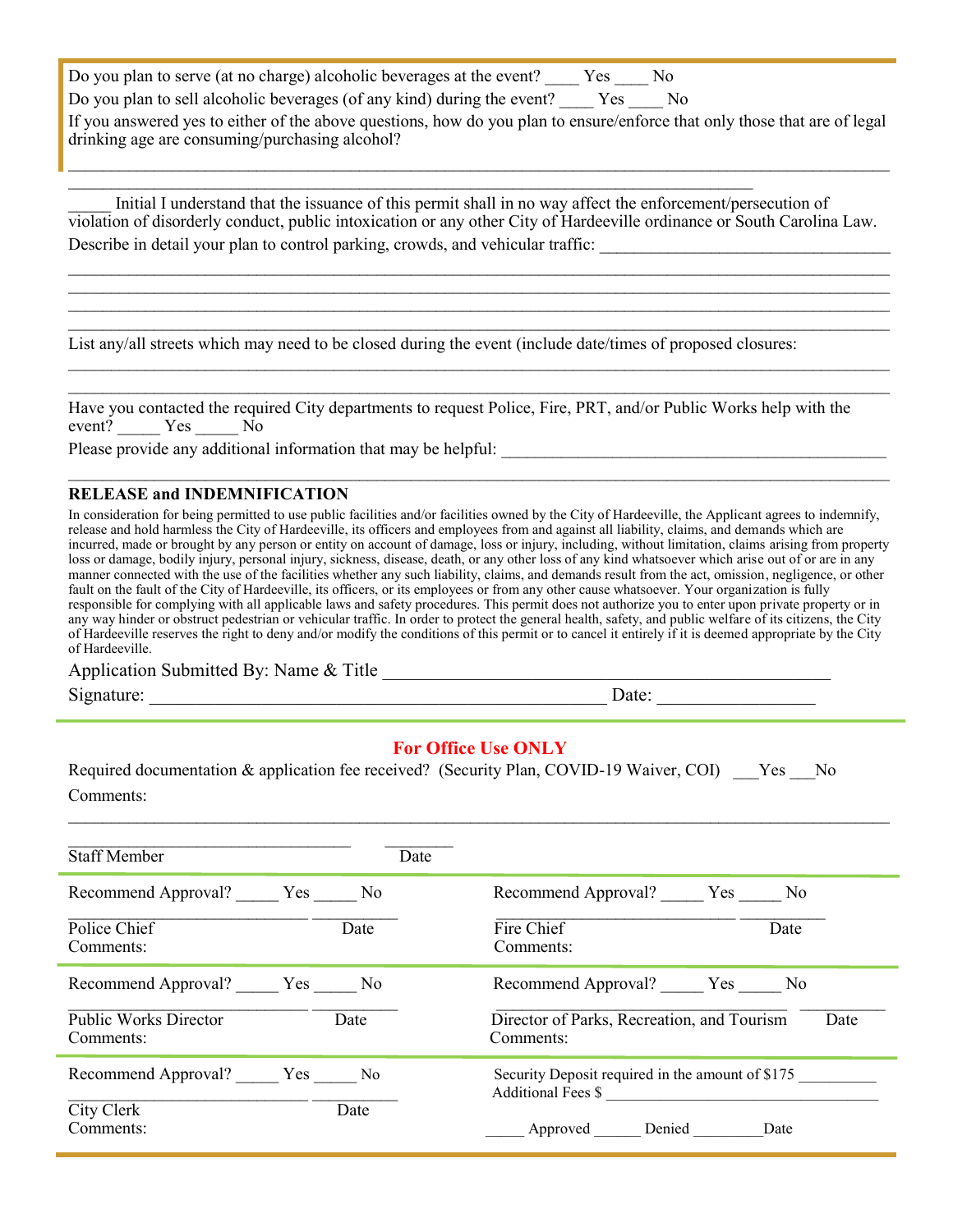Do you plan to serve (at no charge) alcoholic beverages at the event? ____ Yes ____ No

Do you plan to sell alcoholic beverages (of any kind) during the event? ____ Yes ____ No

If you answered yes to either of the above questions, how do you plan to ensure/enforce that only those that are of legal drinking age are consuming/purchasing alcohol?

_______________________________________________________________________________________________

_______________________________________________________________________________

_____ Initial I understand that the issuance of this permit shall in no way affect the enforcement/persecution of violation of disorderly conduct, public intoxication or any other City of Hardeeville ordinance or South Carolina Law.

Describe in detail your plan to control parking, crowds, and vehicular traffic: _________________________________

_______________________________________________________________________________________________

_______________________________________________________________________________________________

_______________________________________________________________________________________________

_______________________________________________________________________________________________

List any/all streets which may need to be closed during the event (include date/times of proposed closures:

_______________________________________________________________________________________________

_______________________________________________________________________________________________

Have you contacted the required City departments to request Police, Fire, PRT, and/or Public Works help with the event? _____ Yes _____ No

Please provide any additional information that may be helpful: _____________________________________________

_______________________________________________________________________________________________

**RELEASE and INDEMNIFICATION**

In consideration for being permitted to use public facilities and/or facilities owned by the City of Hardeeville, the Applicant agrees to indemnify, release and hold harmless the City of Hardeeville, its officers and employees from and against all liability, claims, and demands which are incurred, made or brought by any person or entity on account of damage, loss or injury, including, without limitation, claims arising from property loss or damage, bodily injury, personal injury, sickness, disease, death, or any other loss of any kind whatsoever which arise out of or are in any manner connected with the use of the facilities whether any such liability, claims, and demands result from the act, omission, negligence, or other fault on the fault of the City of Hardeeville, its officers, or its employees or from any other cause whatsoever. Your organization is fully responsible for complying with all applicable laws and safety procedures. This permit does not authorize you to enter upon private property or in any way hinder or obstruct pedestrian or vehicular traffic. In order to protect the general health, safety, and public welfare of its citizens, the City of Hardeeville reserves the right to deny and/or modify the conditions of this permit or to cancel it entirely if it is deemed appropriate by the City of Hardeeville.

Application Submitted By: Name & Title ___________________________________________________

Signature: ___________________________________________________ Date: _________________

**For Office Use ONLY**

Required documentation & application fee received? (Security Plan, COVID-19 Waiver, COI) ___Yes ___No

Comments:

_______________________________________________________________________________________________

_________________________________ ________
Staff Member Date

Recommend Approval? _____ Yes _____ No

___________________________ _________
Police Chief Date
Comments:

Recommend Approval? _____ Yes _____ No

___________________________ _________
Fire Chief Date
Comments:

Recommend Approval? _____ Yes _____ No

___________________________ _________
Public Works Director Date
Comments:

Recommend Approval? _____ Yes _____ No

___________________________ _________
Director of Parks, Recreation, and Tourism Date
Comments:

Recommend Approval? _____ Yes _____ No

___________________________ _________
City Clerk Date
Comments:

Security Deposit required in the amount of $175 __________

Additional Fees $ ___________________________________

_____ Approved ______ Denied ________Date